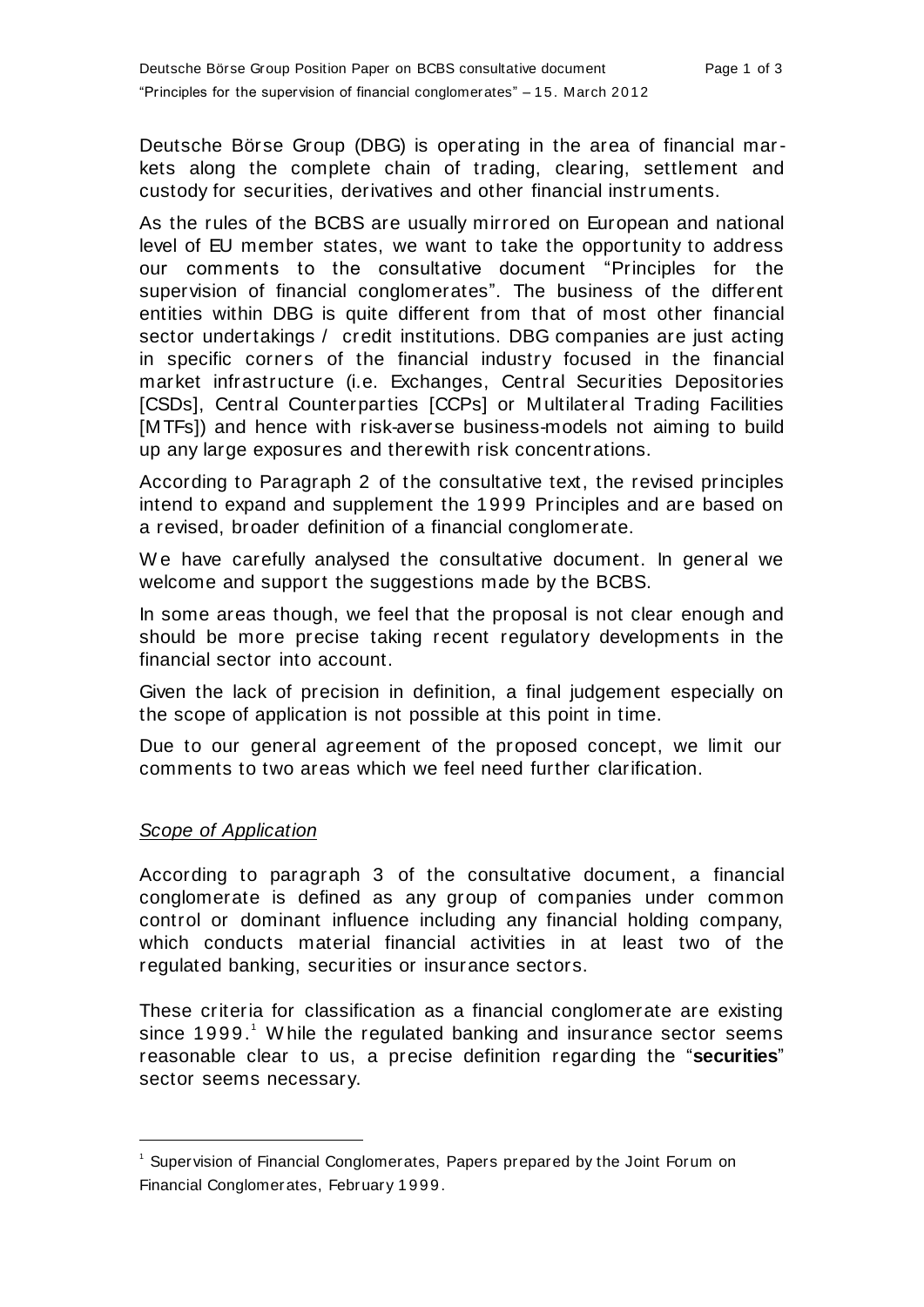Deutsche Börse Group (DBG) is operating in the area of financial markets along the complete chain of trading, clearing, settlement and custody for securities, derivatives and other financial instruments.

As the rules of the BCBS are usually mirrored on European and national level of EU member states, we want to take the opportunity to address our comments to the consultative document "Principles for the supervision of financial conglomerates". The business of the different entities within DBG is quite different from that of most other financial sector undertakings / credit institutions. DBG companies are just acting in specific corners of the financial industry focused in the financial market infrastructure (i.e. Exchanges, Central Securities Depositories [CSDs], Central Counterparties [CCPs] or Multilateral Trading Facilities [MTFs]) and hence with risk-averse business-models not aiming to build up any large exposures and therewith risk concentrations.

According to Paragraph 2 of the consultative text, the revised principles intend to expand and supplement the 1999 Principles and are based on a revised, broader definition of a financial conglomerate.

We have carefully analysed the consultative document. In general we welcome and support the suggestions made by the BCBS.

In some areas though, we feel that the proposal is not clear enough and should be more precise taking recent regulatory developments in the financial sector into account.

Given the lack of precision in definition, a final judgement especially on the scope of application is not possible at this point in time.

Due to our general agreement of the proposed concept, we limit our comments to two areas which we feel need further clarification.

*Scope of Application*

According to paragraph 3 of the consultative document, a financial conglomerate is defined as any group of companies under common control or dominant influence including any financial holding company, which conducts material financial activities in at least two of the regulated banking, securities or insurance sectors.

These criteria for classification as a financial conglomerate are existing since 1999.[1] While the regulated banking and insurance sector seems reasonable clear to us, a precise definition regarding the "**securities**" sector seems necessary.

[1] Supervision of Financial Conglomerates, Papers prepared by the Joint Forum on Financial Conglomerates, February 1999.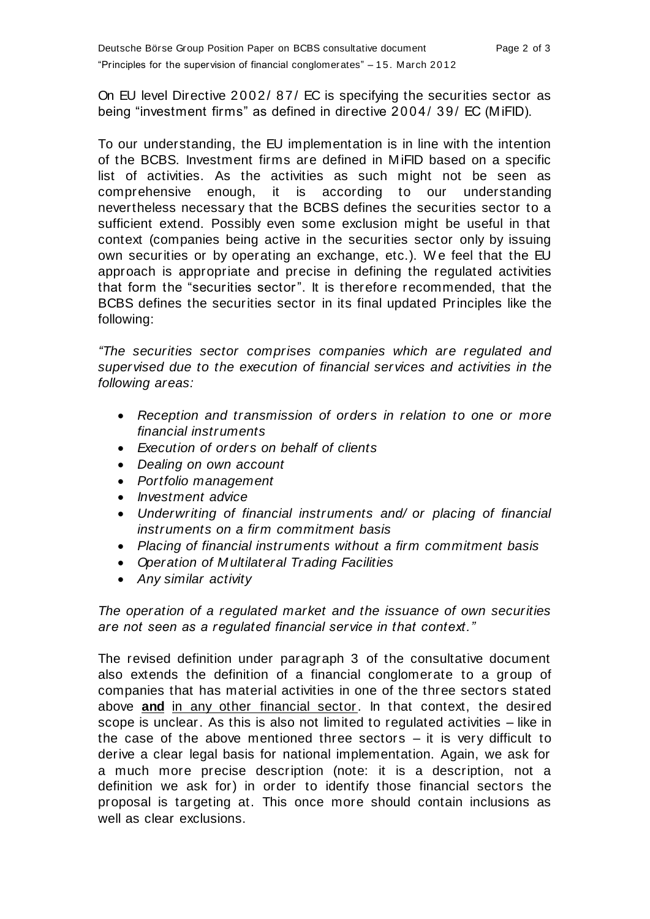On EU level Directive 2002/87/EC is specifying the securities sector as being “investment firms” as defined in directive 2004/39/EC (MiFID).

To our understanding, the EU implementation is in line with the intention of the BCBS. Investment firms are defined in MiFID based on a specific list of activities. As the activities as such might not be seen as comprehensive enough, it is according to our understanding nevertheless necessary that the BCBS defines the securities sector to a sufficient extend. Possibly even some exclusion might be useful in that context (companies being active in the securities sector only by issuing own securities or by operating an exchange, etc.). We feel that the EU approach is appropriate and precise in defining the regulated activities that form the “securities sector”. It is therefore recommended, that the BCBS defines the securities sector in its final updated Principles like the following:

*“The securities sector comprises companies which are regulated and supervised due to the execution of financial services and activities in the following areas:*

- *Reception and transmission of orders in relation to one or more financial instruments*
- *Execution of orders on behalf of clients*
- *Dealing on own account*
- *Portfolio management*
- *Investment advice*
- *Underwriting of financial instruments and/or placing of financial instruments on a firm commitment basis*
- *Placing of financial instruments without a firm commitment basis*
- *Operation of Multilateral Trading Facilities*
- *Any similar activity*

*The operation of a regulated market and the issuance of own securities are not seen as a regulated financial service in that context.”*

The revised definition under paragraph 3 of the consultative document also extends the definition of a financial conglomerate to a group of companies that has material activities in one of the three sectors stated above **and** <u>in any other financial sector</u>. In that context, the desired scope is unclear. As this is also not limited to regulated activities – like in the case of the above mentioned three sectors – it is very difficult to derive a clear legal basis for national implementation. Again, we ask for a much more precise description (note: it is a description, not a definition we ask for) in order to identify those financial sectors the proposal is targeting at. This once more should contain inclusions as well as clear exclusions.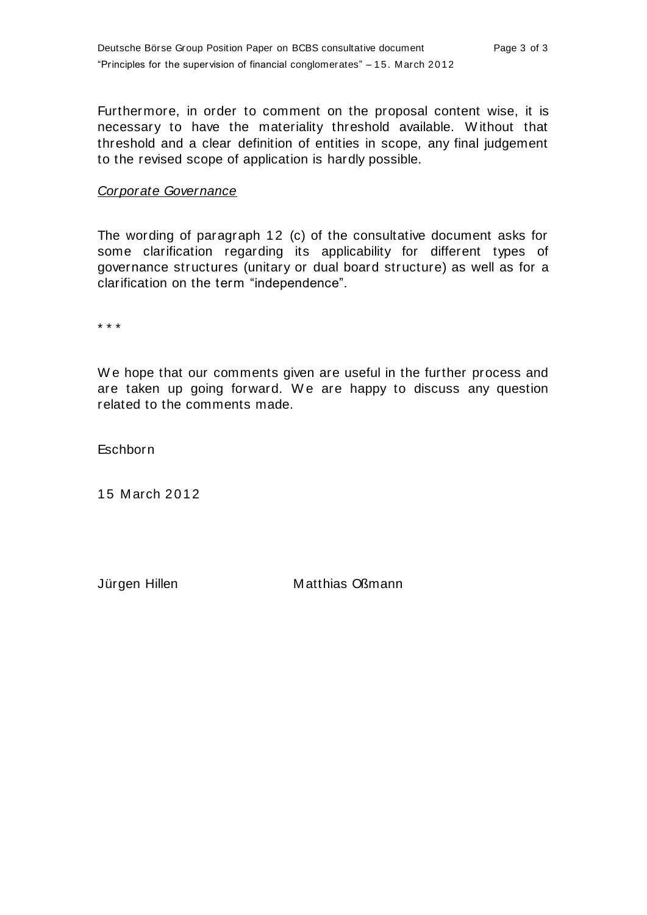Furthermore, in order to comment on the proposal content wise, it is necessary to have the materiality threshold available. Without that threshold and a clear definition of entities in scope, any final judgement to the revised scope of application is hardly possible.

*Corporate Governance*

The wording of paragraph 12 (c) of the consultative document asks for some clarification regarding its applicability for different types of governance structures (unitary or dual board structure) as well as for a clarification on the term "independence".

* * *

We hope that our comments given are useful in the further process and are taken up going forward. We are happy to discuss any question related to the comments made.

Eschborn

15 March 2012

Jürgen Hillen Matthias Oßmann